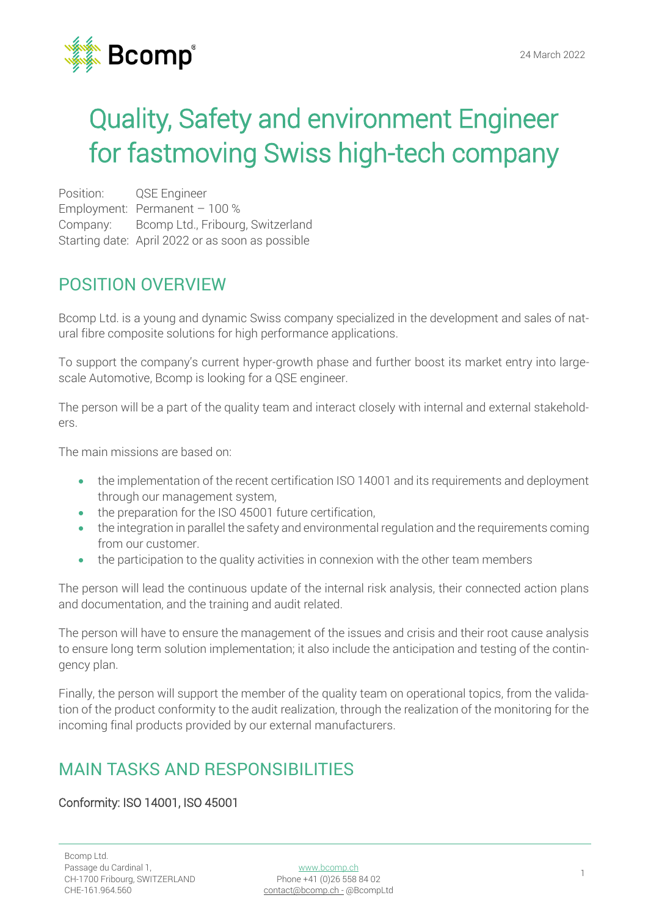24 March 2022

# Quality, Safety and environment Engineer for fastmoving Swiss high-tech company

Position: QSE Engineer
Employment: Permanent – 100 %
Company: Bcomp Ltd., Fribourg, Switzerland
Starting date: April 2022 or as soon as possible

## POSITION OVERVIEW

Bcomp Ltd. is a young and dynamic Swiss company specialized in the development and sales of natural fibre composite solutions for high performance applications.

To support the company's current hyper-growth phase and further boost its market entry into large-scale Automotive, Bcomp is looking for a QSE engineer.

The person will be a part of the quality team and interact closely with internal and external stakeholders.

The main missions are based on:

- the implementation of the recent certification ISO 14001 and its requirements and deployment through our management system,
- the preparation for the ISO 45001 future certification,
- the integration in parallel the safety and environmental regulation and the requirements coming from our customer.
- the participation to the quality activities in connexion with the other team members

The person will lead the continuous update of the internal risk analysis, their connected action plans and documentation, and the training and audit related.

The person will have to ensure the management of the issues and crisis and their root cause analysis to ensure long term solution implementation; it also include the anticipation and testing of the contingency plan.

Finally, the person will support the member of the quality team on operational topics, from the validation of the product conformity to the audit realization, through the realization of the monitoring for the incoming final products provided by our external manufacturers.

## MAIN TASKS AND RESPONSIBILITIES

### Conformity: ISO 14001, ISO 45001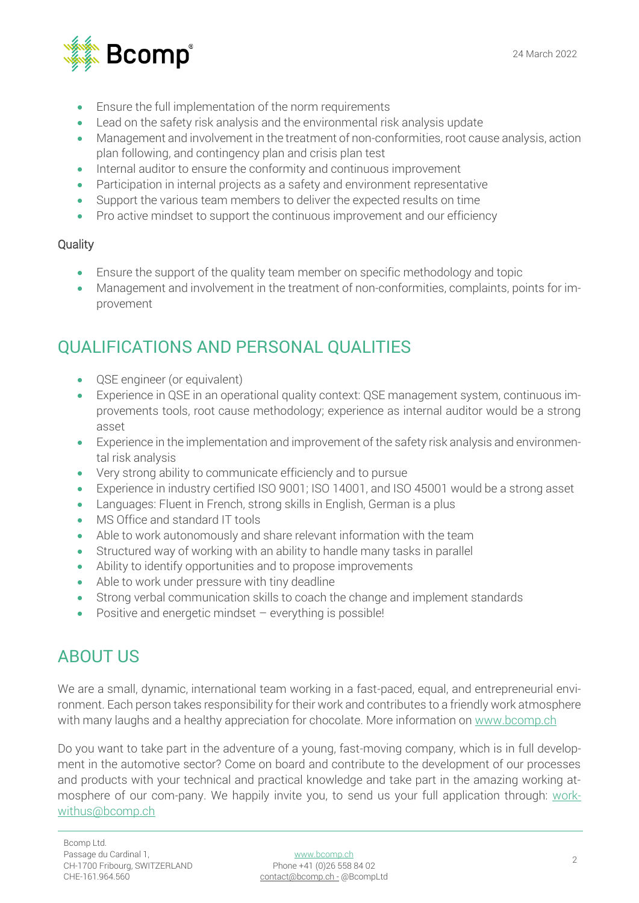- Ensure the full implementation of the norm requirements
- Lead on the safety risk analysis and the environmental risk analysis update
- Management and involvement in the treatment of non-conformities, root cause analysis, action plan following, and contingency plan and crisis plan test
- Internal auditor to ensure the conformity and continuous improvement
- Participation in internal projects as a safety and environment representative
- Support the various team members to deliver the expected results on time
- Pro active mindset to support the continuous improvement and our efficiency

### Quality

- Ensure the support of the quality team member on specific methodology and topic
- Management and involvement in the treatment of non-conformities, complaints, points for improvement

## QUALIFICATIONS AND PERSONAL QUALITIES

- QSE engineer (or equivalent)
- Experience in QSE in an operational quality context: QSE management system, continuous improvements tools, root cause methodology; experience as internal auditor would be a strong asset
- Experience in the implementation and improvement of the safety risk analysis and environmental risk analysis
- Very strong ability to communicate efficiently and to pursue
- Experience in industry certified ISO 9001; ISO 14001, and ISO 45001 would be a strong asset
- Languages: Fluent in French, strong skills in English, German is a plus
- MS Office and standard IT tools
- Able to work autonomously and share relevant information with the team
- Structured way of working with an ability to handle many tasks in parallel
- Ability to identify opportunities and to propose improvements
- Able to work under pressure with tiny deadline
- Strong verbal communication skills to coach the change and implement standards
- Positive and energetic mindset – everything is possible!

## ABOUT US

We are a small, dynamic, international team working in a fast-paced, equal, and entrepreneurial environment. Each person takes responsibility for their work and contributes to a friendly work atmosphere with many laughs and a healthy appreciation for chocolate. More information on www.bcomp.ch

Do you want to take part in the adventure of a young, fast-moving company, which is in full development in the automotive sector? Come on board and contribute to the development of our processes and products with your technical and practical knowledge and take part in the amazing working atmosphere of our com-pany. We happily invite you, to send us your full application through: workwithus@bcomp.ch